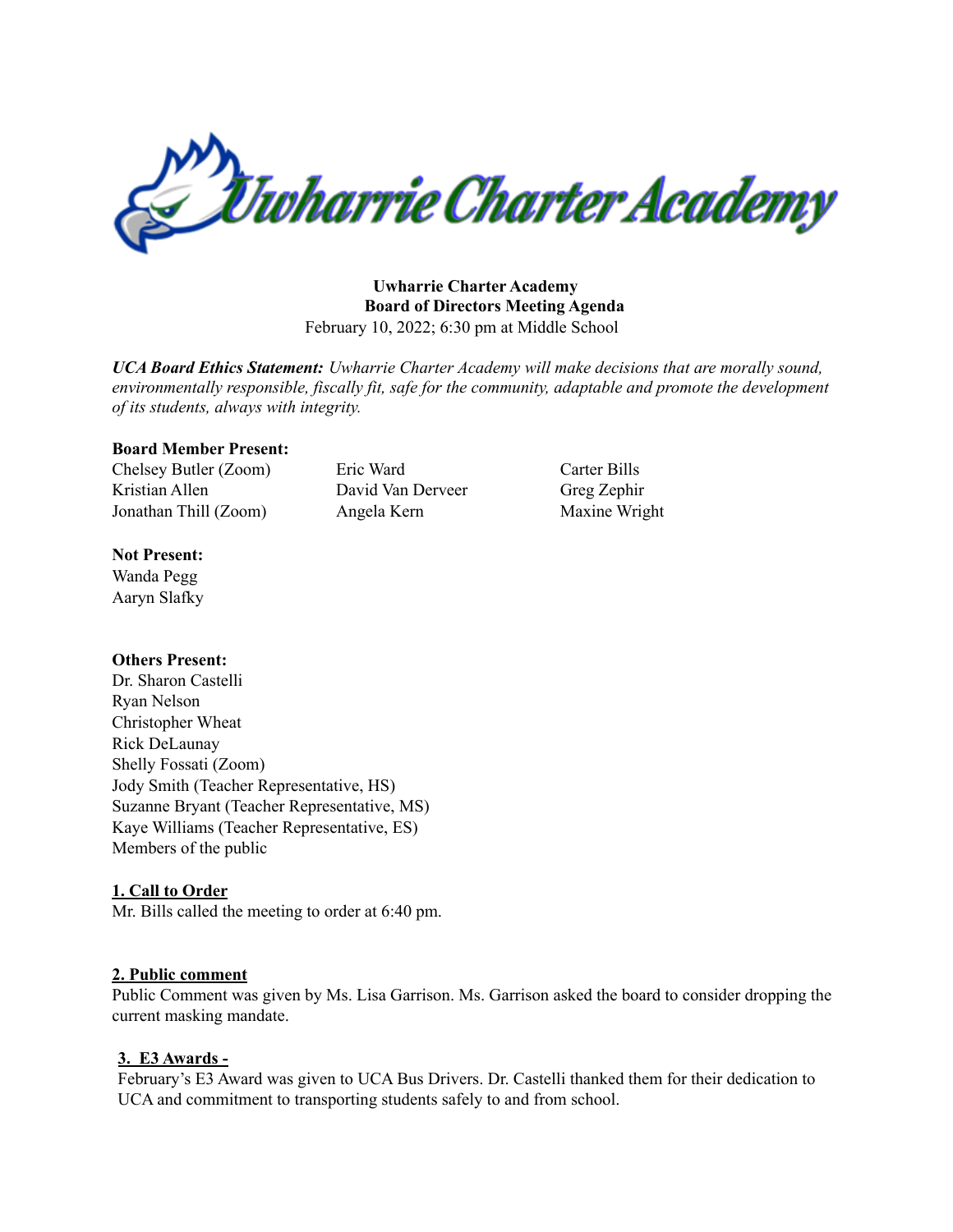**Uwharrie Charter Academy**
**Board of Directors Meeting Agenda**
February 10, 2022; 6:30 pm at Middle School

***UCA Board Ethics Statement:*** *Uwharrie Charter Academy will make decisions that are morally sound, environmentally responsible, fiscally fit, safe for the community, adaptable and promote the development of its students, always with integrity.*

**Board Member Present:**

Chelsey Butler (Zoom)
Kristian Allen
Jonathan Thill (Zoom)
Eric Ward
David Van Derveer
Angela Kern
Carter Bills
Greg Zephir
Maxine Wright

**Not Present:**

Wanda Pegg
Aaryn Slafky

**Others Present:**

Dr. Sharon Castelli
Ryan Nelson
Christopher Wheat
Rick DeLaunay
Shelly Fossati (Zoom)
Jody Smith (Teacher Representative, HS)
Suzanne Bryant (Teacher Representative, MS)
Kaye Williams (Teacher Representative, ES)
Members of the public

**1. Call to Order**

Mr. Bills called the meeting to order at 6:40 pm.

**2. Public comment**

Public Comment was given by Ms. Lisa Garrison. Ms. Garrison asked the board to consider dropping the current masking mandate.

**3. E3 Awards -**

February's E3 Award was given to UCA Bus Drivers. Dr. Castelli thanked them for their dedication to UCA and commitment to transporting students safely to and from school.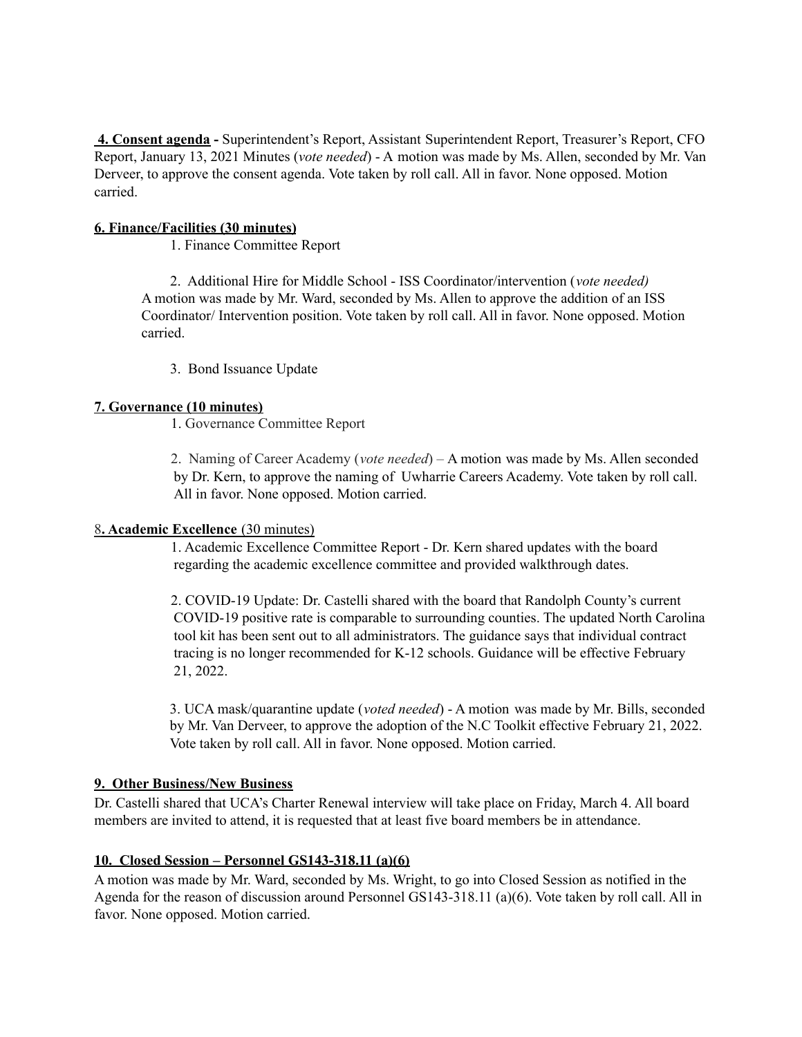**4. Consent agenda -** Superintendent's Report, Assistant Superintendent Report, Treasurer's Report, CFO Report, January 13, 2021 Minutes (*vote needed*) - A motion was made by Ms. Allen, seconded by Mr. Van Derveer, to approve the consent agenda. Vote taken by roll call. All in favor. None opposed. Motion carried.

**6. Finance/Facilities (30 minutes)**

1. Finance Committee Report

2. Additional Hire for Middle School - ISS Coordinator/intervention (*vote needed)*
A motion was made by Mr. Ward, seconded by Ms. Allen to approve the addition of an ISS Coordinator/ Intervention position. Vote taken by roll call. All in favor. None opposed. Motion carried.

3. Bond Issuance Update

**7. Governance (10 minutes)**

1. Governance Committee Report

2. Naming of Career Academy (*vote needed*) – A motion was made by Ms. Allen seconded by Dr. Kern, to approve the naming of Uwharrie Careers Academy. Vote taken by roll call. All in favor. None opposed. Motion carried.

**8. Academic Excellence** (30 minutes)

1. Academic Excellence Committee Report - Dr. Kern shared updates with the board regarding the academic excellence committee and provided walkthrough dates.

2. COVID-19 Update: Dr. Castelli shared with the board that Randolph County's current COVID-19 positive rate is comparable to surrounding counties. The updated North Carolina tool kit has been sent out to all administrators. The guidance says that individual contract tracing is no longer recommended for K-12 schools. Guidance will be effective February 21, 2022.

3. UCA mask/quarantine update (*voted needed*) - A motion was made by Mr. Bills, seconded by Mr. Van Derveer, to approve the adoption of the N.C Toolkit effective February 21, 2022. Vote taken by roll call. All in favor. None opposed. Motion carried.

**9. Other Business/New Business**

Dr. Castelli shared that UCA's Charter Renewal interview will take place on Friday, March 4. All board members are invited to attend, it is requested that at least five board members be in attendance.

**10. Closed Session – Personnel GS143-318.11 (a)(6)**

A motion was made by Mr. Ward, seconded by Ms. Wright, to go into Closed Session as notified in the Agenda for the reason of discussion around Personnel GS143-318.11 (a)(6). Vote taken by roll call. All in favor. None opposed. Motion carried.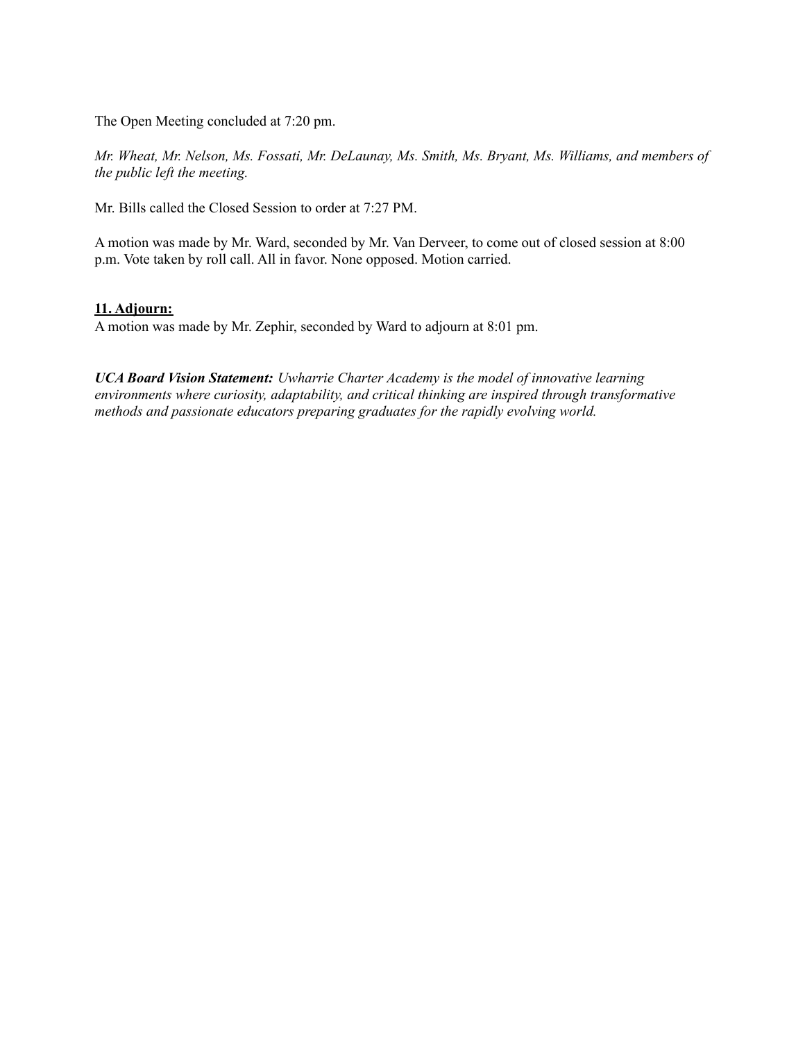The Open Meeting concluded at 7:20 pm.

*Mr. Wheat, Mr. Nelson, Ms. Fossati, Mr. DeLaunay, Ms. Smith, Ms. Bryant, Ms. Williams, and members of the public left the meeting.*

Mr. Bills called the Closed Session to order at 7:27 PM.

A motion was made by Mr. Ward, seconded by Mr. Van Derveer, to come out of closed session at 8:00 p.m. Vote taken by roll call. All in favor. None opposed. Motion carried.

**11. Adjourn:**

A motion was made by Mr. Zephir, seconded by Ward to adjourn at 8:01 pm.

***UCA Board Vision Statement:*** *Uwharrie Charter Academy is the model of innovative learning environments where curiosity, adaptability, and critical thinking are inspired through transformative methods and passionate educators preparing graduates for the rapidly evolving world.*